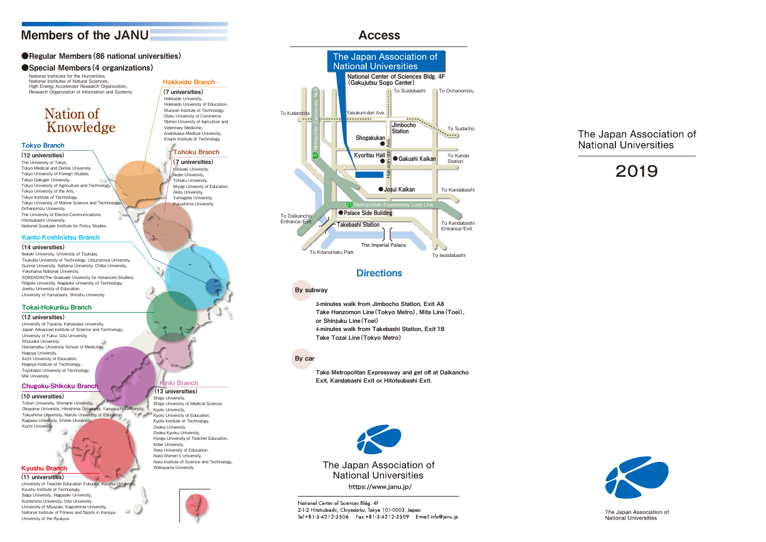# Members of the JANU

## ●Regular Members (86 national universities)

## ●Special Members (4 organizations)

National Institutes for the Humanities,
National Institutes of Natural Sciences,
High Energy Accelerator Research Organization,
Research Organization of Information and Systems

Nation of Knowledge

### Hokkaido Branch

(7 universities)

Hokkaido University,
Hokkaido University of Education,
Muroran Institute of Technology,
Otaru University of Commerce,
Obihiro University of Agriculture and Veterinary Medicine,
Asahikawa Medical University,
Kitami Institute of Technology

### Tohoku Branch

(7 universities)

Hirosaki University,
Iwate University,
Tohoku University,
Miyagi University of Education,
Akita University,
Yamagata University,
Fukushima University

### Tokyo Branch

(12 universities)

The University of Tokyo,
Tokyo Medical and Dental University,
Tokyo University of Foreign Studies,
Tokyo Gakugei University,
Tokyo University of Agriculture and Technology,
Tokyo University of the Arts,
Tokyo Institute of Technology,
Tokyo University of Marine Science and Technology,
Ochanomizu University,
The University of Electro-Communications,
Hitotsubashi University,
National Graduate Institute for Policy Studies

### Kanto-Koshin'etsu Branch

(14 universities)

Ibaraki University, University of Tsukuba,
Tsukuba University of Technology, Utsunomiya University,
Gunma University, Saitama University, Chiba University,
Yokohama National University,
SOKENDAI(The Graduate University for Advanced Studies),
Niigata University, Nagaoka University of Technology,
Joetsu University of Education,
University of Yamanashi, Shinshu University

### Tokai-Hokuriku Branch

(12 universities)

University of Toyama, Kanazawa University,
Japan Advanced Institute of Science and Technology,
University of Fukui, Gifu University,
Shizuoka University,
Hamamatsu University School of Medicine,
Nagoya University,
Aichi University of Education,
Nagoya Institute of Technology,
Toyohashi University of Technology,
Mie University

### Kinki Branch

(13 universities)

Shiga University,
Shiga University of Medical Science,
Kyoto University,
Kyoto University of Education,
Kyoto Institute of Technology,
Osaka University,
Osaka Kyoiku University,
Hyogo University of Teacher Education,
Kobe University,
Nara University of Education,
Nara Women's University,
Nara Institute of Science and Technology,
Wakayama University

### Chugoku-Shikoku Branch

(10 universities)

Tottori University, Shimane University,
Okayama University, Hiroshima University, Yamaguchi University,
Tokushima University, Naruto University of Education,
Kagawa University, Ehime University,
Kochi University

### Kyushu Branch

(11 universities)

University of Teacher Education Fukuoka, Kyushu University,
Kyushu Institute of Technology,
Saga University, Nagasaki University,
Kumamoto University, Oita University,
University of Miyazaki, Kagoshima University,
National Institute of Fitness and Sports in Kanoya,
University of the Ryukyus

# Access

The Japan Association of National Universities

National Center of Sciences Bldg. 4F (Gakujutsu Sogo Center)

To Suidobashi, To Ochanomizu, To Kudanshita, Yasukuni-dori Ave., Jimbocho Station, To Sudacho, Shogakukan, Kyoritsu Hall, Gakushi Kaikan, To Kanda Station, Hakusan-dori Ave., Metropolitan Expressway No.5, Josui Kaikan, To Kandabashi, C1 Metropolitan Expressway Loop Line, Palace Side Building, To Daikancho Entrance/Exit, Takebashi Station, To Kandabashi Entrance/Exit, The Imperial Palace, To Kitanomaru Park, To Iwaidabashi

## Directions

**By subway**

**3-minutes walk from Jimbocho Station, Exit A8**
**Take Hanzomon Line (Tokyo Metro), Mita Line (Toei), or Shinjuku Line (Toei)**
**4-minutes walk from Takebashi Station, Exit 1B**
**Take Tozai Line (Tokyo Metro)**

**By car**

**Take Metropolitan Expressway and get off at Daikancho Exit, Kandabashi Exit or Hitotsubashi Exit.**

The Japan Association of National Universities
https://www.janu.jp/

National Center of Sciences Bldg. 4F
2-1-2 Hitotsubashi, Chiyoda-ku, Tokyo 101-0003, Japan
Tel:+81-3-4212-3506 Fax:+81-3-4212-3509 E-mail:info@janu.jp

# The Japan Association of National Universities

# 2019

The Japan Association of National Universities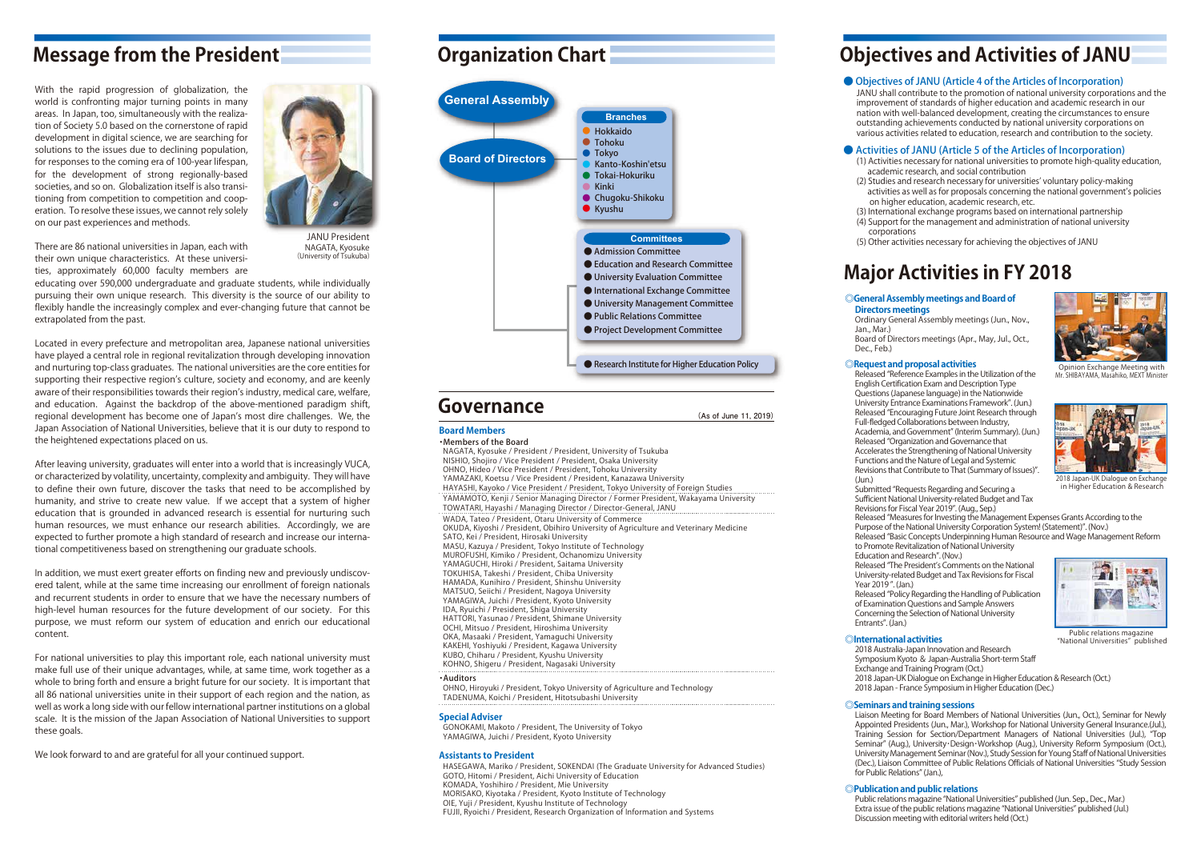# Message from the President

With the rapid progression of globalization, the world is confronting major turning points in many areas. In Japan, too, simultaneously with the realization of Society 5.0 based on the cornerstone of rapid development in digital science, we are searching for solutions to the issues due to declining population, for responses to the coming era of 100-year lifespan, for the development of strong regionally-based societies, and so on. Globalization itself is also transitioning from competition to competition and cooperation. To resolve these issues, we cannot rely solely on our past experiences and methods.

JANU President
NAGATA, Kyosuke
(University of Tsukuba)

There are 86 national universities in Japan, each with their own unique characteristics. At these universities, approximately 60,000 faculty members are educating over 590,000 undergraduate and graduate students, while individually pursuing their own unique research. This diversity is the source of our ability to flexibly handle the increasingly complex and ever-changing future that cannot be extrapolated from the past.

Located in every prefecture and metropolitan area, Japanese national universities have played a central role in regional revitalization through developing innovation and nurturing top-class graduates. The national universities are the core entities for supporting their respective region's culture, society and economy, and are keenly aware of their responsibilities towards their region's industry, medical care, welfare, and education. Against the backdrop of the above-mentioned paradigm shift, regional development has become one of Japan's most dire challenges. We, the Japan Association of National Universities, believe that it is our duty to respond to the heightened expectations placed on us.

After leaving university, graduates will enter into a world that is increasingly VUCA, or characterized by volatility, uncertainty, complexity and ambiguity. They will have to define their own future, discover the tasks that need to be accomplished by humanity, and strive to create new value. If we accept that a system of higher education that is grounded in advanced research is essential for nurturing such human resources, we must enhance our research abilities. Accordingly, we are expected to further promote a high standard of research and increase our international competitiveness based on strengthening our graduate schools.

In addition, we must exert greater efforts on finding new and previously undiscovered talent, while at the same time increasing our enrollment of foreign nationals and recurrent students in order to ensure that we have the necessary numbers of high-level human resources for the future development of our society. For this purpose, we must reform our system of education and enrich our educational content.

For national universities to play this important role, each national university must make full use of their unique advantages, while, at same time, work together as a whole to bring forth and ensure a bright future for our society. It is important that all 86 national universities unite in their support of each region and the nation, as well as work a long side with our fellow international partner institutions on a global scale. It is the mission of the Japan Association of National Universities to support these goals.

We look forward to and are grateful for all your continued support.

# Organization Chart

General Assembly

Board of Directors

**Branches**
- Hokkaido
- Tohoku
- Tokyo
- Kanto-Koshin'etsu
- Tokai-Hokuriku
- Kinki
- Chugoku-Shikoku
- Kyushu

**Committees**
- Admission Committee
- Education and Research Committee
- University Evaluation Committee
- International Exchange Committee
- University Management Committee
- Public Relations Committee
- Project Development Committee

- Research Institute for Higher Education Policy

# Governance

(As of June 11, 2019)

### Board Members

・Members of the Board

NAGATA, Kyosuke / President / President, University of Tsukuba
NISHIO, Shojiro / Vice President / President, Osaka University
OHNO, Hideo / Vice President / President, Tohoku University
YAMAZAKI, Koetsu / Vice President / President, Kanazawa University
HAYASHI, Kayoko / Vice President / President, Tokyo University of Foreign Studies

YAMAMOTO, Kenji / Senior Managing Director / Former President, Wakayama University
TOWATARI, Hayashi / Managing Director / Director-General, JANU

WADA, Tateo / President, Otaru University of Commerce
OKUDA, Kiyoshi / President, Obihiro University of Agriculture and Veterinary Medicine
SATO, Kei / President, Hirosaki University
MASU, Kazuya / President, Tokyo Institute of Technology
MUROFUSHI, Kimiko / President, Ochanomizu University
YAMAGUCHI, Hiroki / President, Saitama University
TOKUHISA, Takeshi / President, Chiba University
HAMADA, Kunihiro / President, Shinshu University
MATSUO, Seiichi / President, Nagoya University
YAMAGIWA, Juichi / President, Kyoto University
IDA, Ryuichi / President, Shiga University
HATTORI, Yasunao / President, Shimane University
OCHI, Mitsuo / President, Hiroshima University
OKA, Masaaki / President, Yamaguchi University
KAKEHI, Yoshiyuki / President, Kagawa University
KUBO, Chiharu / President, Kyushu University
KOHNO, Shigeru / President, Nagasaki University

・Auditors

OHNO, Hiroyuki / President, Tokyo University of Agriculture and Technology
TADENUMA, Koichi / President, Hitotsubashi University

### Special Adviser

GONOKAMI, Makoto / President, The University of Tokyo
YAMAGIWA, Juichi / President, Kyoto University

### Assistants to President

HASEGAWA, Mariko / President, SOKENDAI (The Graduate University for Advanced Studies)
GOTO, Hitomi / President, Aichi University of Education
KOMADA, Yoshihiro / President, Mie University
MORISAKO, Kiyotaka / President, Kyoto Institute of Technology
OIE, Yuji / President, Kyushu Institute of Technology
FUJII, Ryoichi / President, Research Organization of Information and Systems

# Objectives and Activities of JANU

### ● Objectives of JANU (Article 4 of the Articles of Incorporation)

JANU shall contribute to the promotion of national university corporations and the improvement of standards of higher education and academic research in our nation with well-balanced development, creating the circumstances to ensure outstanding achievements conducted by national university corporations on various activities related to education, research and contribution to the society.

### ● Activities of JANU (Article 5 of the Articles of Incorporation)

(1) Activities necessary for national universities to promote high-quality education, academic research, and social contribution
(2) Studies and research necessary for universities' voluntary policy-making activities as well as for proposals concerning the national government's policies on higher education, academic research, etc.
(3) International exchange programs based on international partnership
(4) Support for the management and administration of national university corporations
(5) Other activities necessary for achieving the objectives of JANU

# Major Activities in FY 2018

### ◎General Assembly meetings and Board of Directors meetings

Ordinary General Assembly meetings (Jun., Nov., Jan., Mar.)
Board of Directors meetings (Apr., May, Jul., Oct., Dec., Feb.)

Opinion Exchange Meeting with Mr. SHIBAYAMA, Masahiko, MEXT Minister

### ◎Request and proposal activities

Released "Reference Examples in the Utilization of the English Certification Exam and Description Type Questions (Japanese language) in the Nationwide University Entrance Examinations Framework". (Jun.)
Released "Encouraging Future Joint Research through Full-fledged Collaborations between Industry, Academia, and Government" (Interim Summary). (Jun.)
Released "Organization and Governance that Accelerates the Strengthening of National University Functions and the Nature of Legal and Systemic Revisions that Contribute to That (Summary of Issues)". (Jun.)
Submitted "Requests Regarding and Securing a Sufficient National University-related Budget and Tax Revisions for Fiscal Year 2019". (Aug., Sep.)
Released "Measures for Investing the Management Expenses Grants According to the Purpose of the National University Corporation System! (Statement)". (Nov.)
Released "Basic Concepts Underpinning Human Resource and Wage Management Reform to Promote Revitalization of National University Education and Research". (Nov.)
Released "The President's Comments on the National University-related Budget and Tax Revisions for Fiscal Year 2019". (Jan.)
Released "Policy Regarding the Handling of Publication of Examination Questions and Sample Answers Concerning the Selection of National University Entrants". (Jan.)

2018 Japan-UK Dialogue on Exchange in Higher Education & Research

Public relations magazine "National Universities" published

### ◎International activities

2018 Australia-Japan Innovation and Research Symposium Kyoto & Japan-Australia Short-term Staff Exchange and Training Program (Oct.)
2018 Japan-UK Dialogue on Exchange in Higher Education & Research (Oct.)
2018 Japan - France Symposium in Higher Education (Dec.)

### ◎Seminars and training sessions

Liaison Meeting for Board Members of National Universities (Jun., Oct.), Seminar for Newly Appointed Presidents (Jun., Mar.), Workshop for National University General Insurance.(Jul.), Training Session for Section/Department Managers of National Universities (Jul.), "Top Seminar" (Aug.), University･Design･Workshop (Aug.), University Reform Symposium (Oct.), University Management Seminar (Nov.), Study Session for Young Staff of National Universities (Dec.), Liaison Committee of Public Relations Officials of National Universities "Study Session for Public Relations" (Jan.),

### ◎Publication and public relations

Public relations magazine "National Universities" published (Jun. Sep., Dec., Mar.)
Extra issue of the public relations magazine "National Universities" published (Jul.)
Discussion meeting with editorial writers held (Oct.)